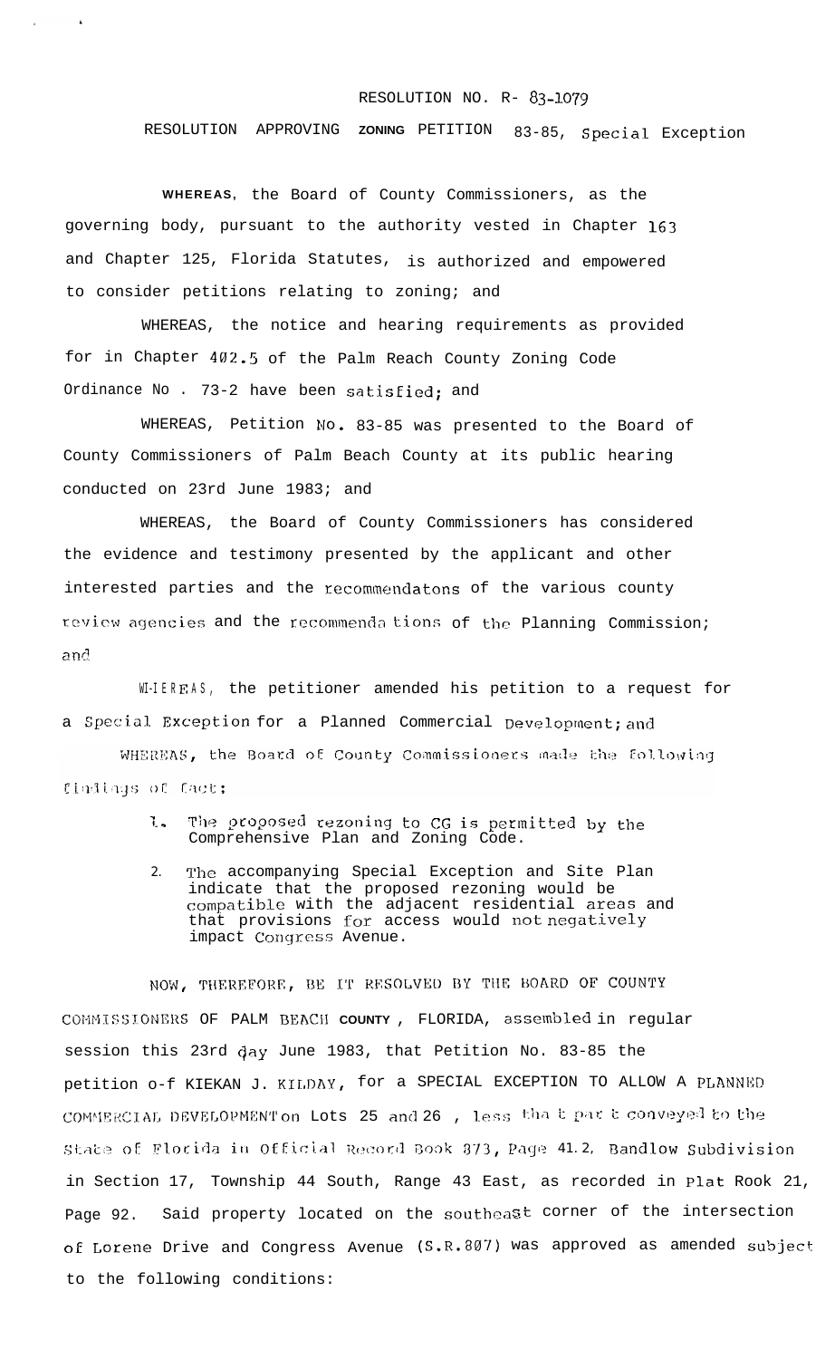RESOLUTION NO. R- 83-1079

RESOLUTION APPROVING **ZONING** PETITION 83-85, Special Exception

**WHEREAS**, the Board of County Commissioners, as the governing body, pursuant to the authority vested in Chapter 163 and Chapter 125, Florida Statutes, is authorized and empowered to consider petitions relating to zoning; and

WHEREAS, the notice and hearing requirements as provided for in Chapter 402.5 of the Palm Reach County Zoning Code Ordinance No . 73-2 have been satisfied; and

WHEREAS, Petition No. 83-85 was presented to the Board of County Commissioners of Palm Beach County at its public hearing conducted on 23rd June 1983; and

WHEREAS, the Board of County Commissioners has considered the evidence and testimony presented by the applicant and other interested parties and the recommendatons of the various county review agencies and the recommendations of the Planning Commission; and

WHEREAS, the petitioner amended his petition to a request for a Special Exception for a Planned Commercial Development; and

WHEREAS, the Board of County Commissioners made the following findings of fact:

1. The proposed rezoning to CG is permitted by the Comprehensive Plan and Zoning Code.
2. The accompanying Special Exception and Site Plan indicate that the proposed rezoning would be compatible with the adjacent residential areas and that provisions for access would not negatively impact Congress Avenue.

NOW, THEREFORE, BE IT RESOLVED BY THE BOARD OF COUNTY COMMISSIONERS OF PALM BEACH **COUNTY** , FLORIDA, assembled in regular session this 23rd day June 1983, that Petition No. 83-85 the petition o-f KIEKAN J. KILDAY, for a SPECIAL EXCEPTION TO ALLOW A PLANNED COMMERCIAL DEVELOPMENT on Lots 25 and 26 , less that part conveyed to the State of Florida in Official Record Book 873, Page 41.2, Bandlow Subdivision in Section 17, Township 44 South, Range 43 East, as recorded in Plat Rook 21, Page 92. Said property located on the southeast corner of the intersection of Lorene Drive and Congress Avenue (S.R.807) was approved as amended subject to the following conditions: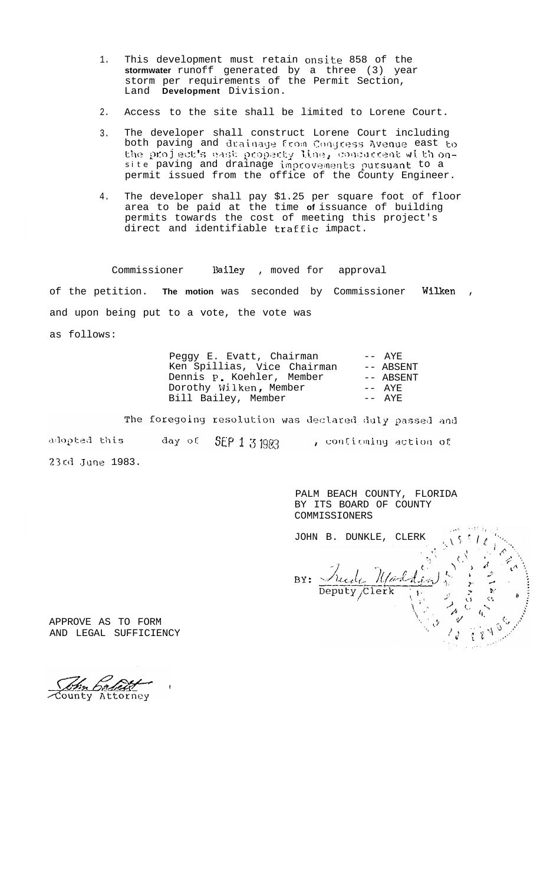1. This development must retain onsite 858 of the stormwater runoff generated by a three (3) year storm per requirements of the Permit Section, Land Development Division.

2. Access to the site shall be limited to Lorene Court.

3. The developer shall construct Lorene Court including both paving and drainage from Congress Avenue east to the project's east property line, concurrent with on-site paving and drainage improvements pursuant to a permit issued from the office of the County Engineer.

4. The developer shall pay $1.25 per square foot of floor area to be paid at the time of issuance of building permits towards the cost of meeting this project's direct and identifiable traffic impact.

Commissioner Bailey, moved for approval of the petition. The motion was seconded by Commissioner Wilken, and upon being put to a vote, the vote was as follows:

| | |
|---|---|
| Peggy E. Evatt, Chairman | -- AYE |
| Ken Spillias, Vice Chairman | -- ABSENT |
| Dennis P. Koehler, Member | -- ABSENT |
| Dorothy Wilken, Member | -- AYE |
| Bill Bailey, Member | -- AYE |

The foregoing resolution was declared duly passed and adopted this day of SEP 13 1983, confirming action of 23rd June 1983.

PALM BEACH COUNTY, FLORIDA
BY ITS BOARD OF COUNTY COMMISSIONERS

JOHN B. DUNKLE, CLERK

BY: ______________________
Deputy Clerk

APPROVE AS TO FORM
AND LEGAL SUFFICIENCY

______________________
County Attorney